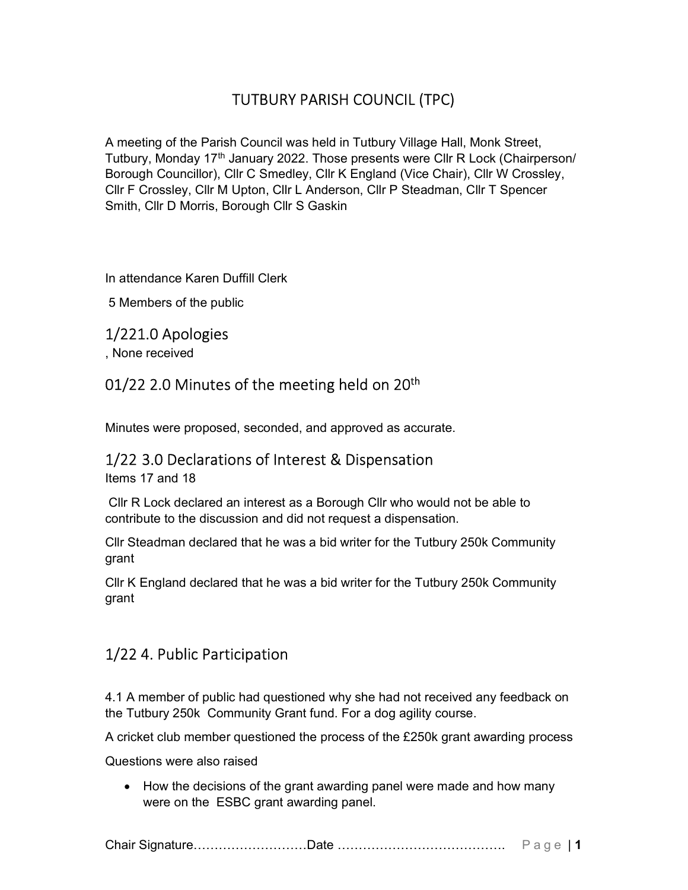# TUTBURY PARISH COUNCIL (TPC)

A meeting of the Parish Council was held in Tutbury Village Hall, Monk Street, Tutbury, Monday 17th January 2022. Those presents were Cllr R Lock (Chairperson/ Borough Councillor), Cllr C Smedley, Cllr K England (Vice Chair), Cllr W Crossley, Cllr F Crossley, Cllr M Upton, Cllr L Anderson, Cllr P Steadman, Cllr T Spencer Smith, Cllr D Morris, Borough Cllr S Gaskin

In attendance Karen Duffill Clerk

5 Members of the public

## 1/221.0 Apologies

, None received

## 01/22 2.0 Minutes of the meeting held on 20th

Minutes were proposed, seconded, and approved as accurate.

## 1/22 3.0 Declarations of Interest & Dispensation

Items 17 and 18

Cllr R Lock declared an interest as a Borough Cllr who would not be able to contribute to the discussion and did not request a dispensation.

Cllr Steadman declared that he was a bid writer for the Tutbury 250k Community grant

Cllr K England declared that he was a bid writer for the Tutbury 250k Community grant

## 1/22 4. Public Participation

4.1 A member of public had questioned why she had not received any feedback on the Tutbury 250k Community Grant fund. For a dog agility course.

A cricket club member questioned the process of the £250k grant awarding process

Questions were also raised

- How the decisions of the grant awarding panel were made and how many were on the ESBC grant awarding panel.

Chair Signature………………………Date ………………………………….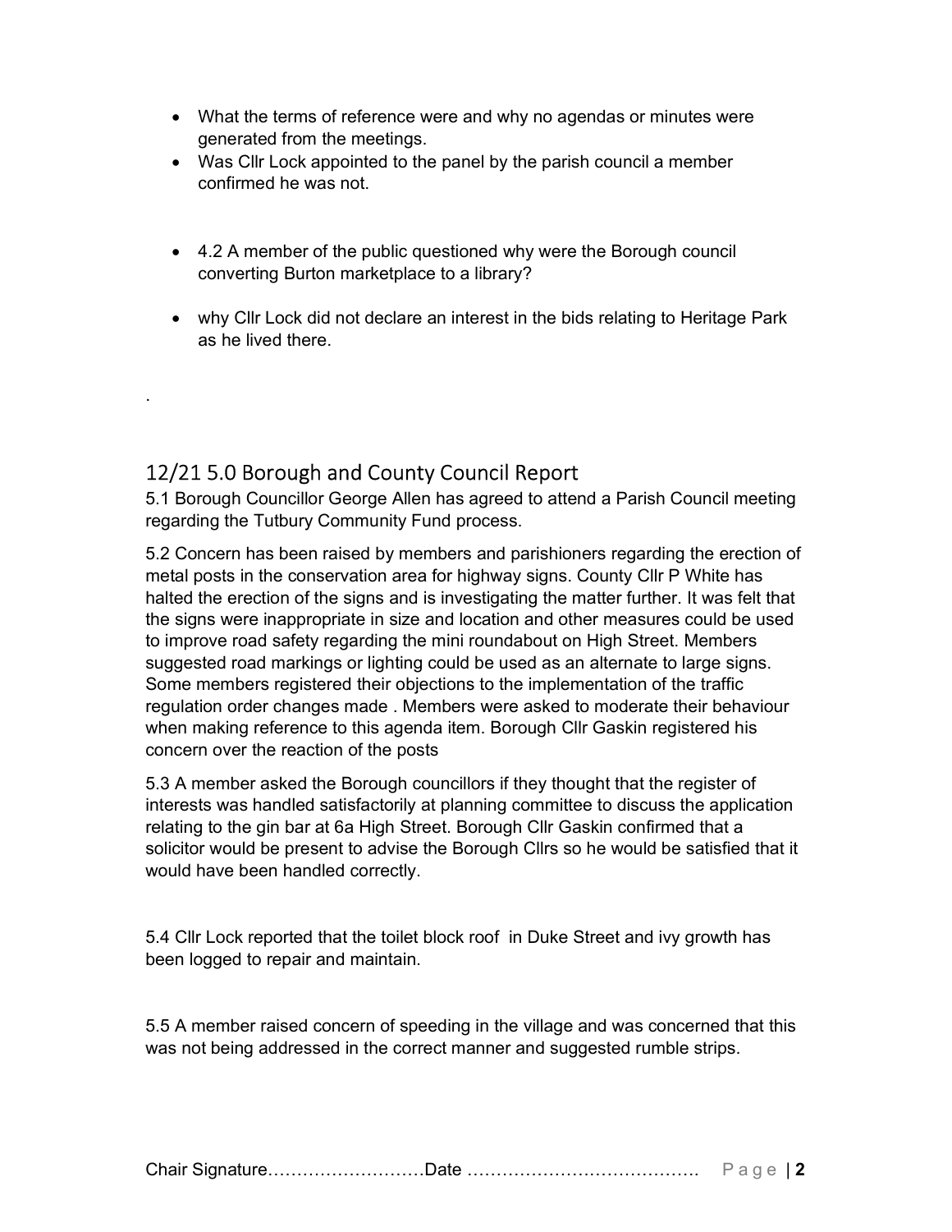- What the terms of reference were and why no agendas or minutes were generated from the meetings.
- Was Cllr Lock appointed to the panel by the parish council a member confirmed he was not.

- 4.2 A member of the public questioned why were the Borough council converting Burton marketplace to a library?

- why Cllr Lock did not declare an interest in the bids relating to Heritage Park as he lived there.

.

## 12/21 5.0 Borough and County Council Report

5.1 Borough Councillor George Allen has agreed to attend a Parish Council meeting regarding the Tutbury Community Fund process.

5.2 Concern has been raised by members and parishioners regarding the erection of metal posts in the conservation area for highway signs. County Cllr P White has halted the erection of the signs and is investigating the matter further. It was felt that the signs were inappropriate in size and location and other measures could be used to improve road safety regarding the mini roundabout on High Street. Members suggested road markings or lighting could be used as an alternate to large signs. Some members registered their objections to the implementation of the traffic regulation order changes made . Members were asked to moderate their behaviour when making reference to this agenda item. Borough Cllr Gaskin registered his concern over the reaction of the posts

5.3 A member asked the Borough councillors if they thought that the register of interests was handled satisfactorily at planning committee to discuss the application relating to the gin bar at 6a High Street. Borough Cllr Gaskin confirmed that a solicitor would be present to advise the Borough Cllrs so he would be satisfied that it would have been handled correctly.

5.4 Cllr Lock reported that the toilet block roof in Duke Street and ivy growth has been logged to repair and maintain.

5.5 A member raised concern of speeding in the village and was concerned that this was not being addressed in the correct manner and suggested rumble strips.

Chair Signature………………………Date ………………………………….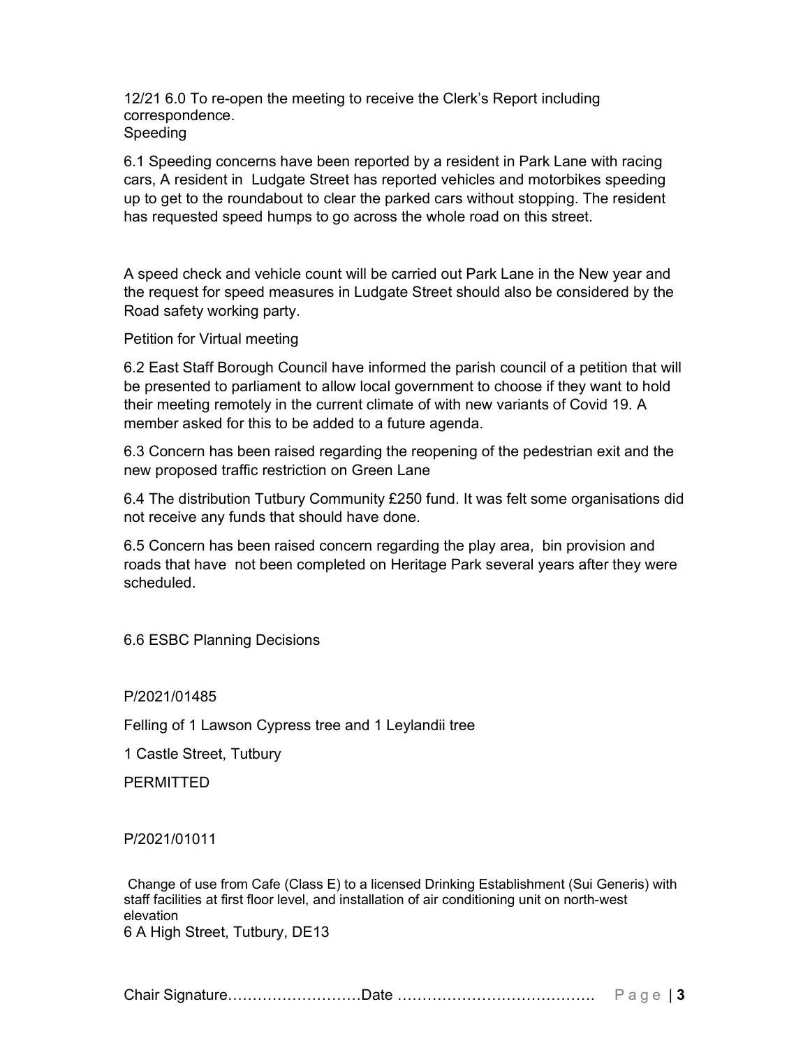12/21 6.0 To re-open the meeting to receive the Clerk's Report including correspondence.
Speeding

6.1 Speeding concerns have been reported by a resident in Park Lane with racing cars, A resident in Ludgate Street has reported vehicles and motorbikes speeding up to get to the roundabout to clear the parked cars without stopping. The resident has requested speed humps to go across the whole road on this street.

A speed check and vehicle count will be carried out Park Lane in the New year and the request for speed measures in Ludgate Street should also be considered by the Road safety working party.

Petition for Virtual meeting

6.2 East Staff Borough Council have informed the parish council of a petition that will be presented to parliament to allow local government to choose if they want to hold their meeting remotely in the current climate of with new variants of Covid 19. A member asked for this to be added to a future agenda.

6.3 Concern has been raised regarding the reopening of the pedestrian exit and the new proposed traffic restriction on Green Lane

6.4 The distribution Tutbury Community £250 fund. It was felt some organisations did not receive any funds that should have done.

6.5 Concern has been raised concern regarding the play area, bin provision and roads that have not been completed on Heritage Park several years after they were scheduled.

6.6 ESBC Planning Decisions

P/2021/01485

Felling of 1 Lawson Cypress tree and 1 Leylandii tree

1 Castle Street, Tutbury

PERMITTED

P/2021/01011

Change of use from Cafe (Class E) to a licensed Drinking Establishment (Sui Generis) with staff facilities at first floor level, and installation of air conditioning unit on north-west elevation
6 A High Street, Tutbury, DE13

Chair Signature………………………Date ………………………………….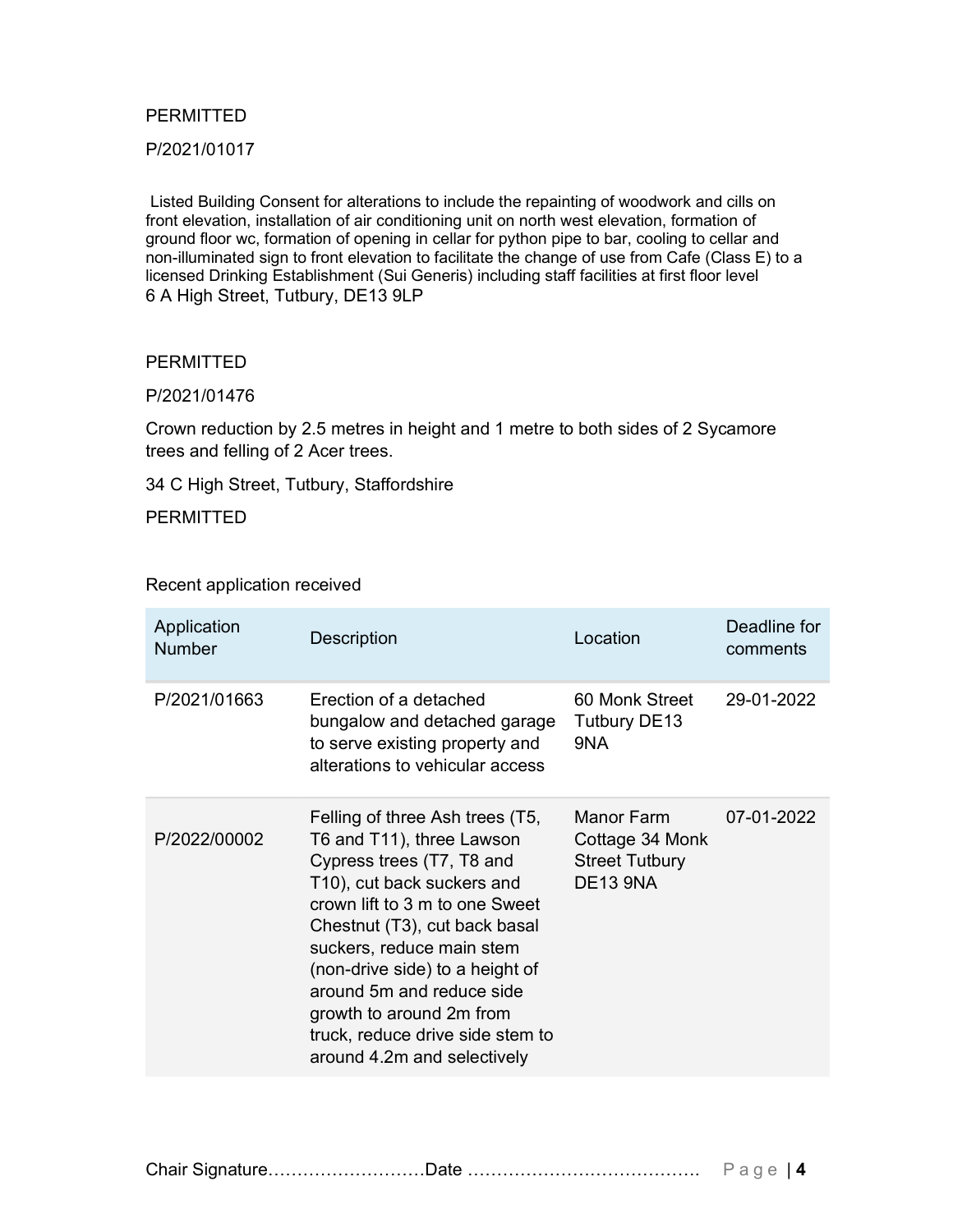PERMITTED

P/2021/01017

Listed Building Consent for alterations to include the repainting of woodwork and cills on front elevation, installation of air conditioning unit on north west elevation, formation of ground floor wc, formation of opening in cellar for python pipe to bar, cooling to cellar and non-illuminated sign to front elevation to facilitate the change of use from Cafe (Class E) to a licensed Drinking Establishment (Sui Generis) including staff facilities at first floor level
6 A High Street, Tutbury, DE13 9LP

PERMITTED

P/2021/01476

Crown reduction by 2.5 metres in height and 1 metre to both sides of 2 Sycamore trees and felling of 2 Acer trees.

34 C High Street, Tutbury, Staffordshire

PERMITTED

Recent application received

| Application Number | Description | Location | Deadline for comments |
|---|---|---|---|
| P/2021/01663 | Erection of a detached bungalow and detached garage to serve existing property and alterations to vehicular access | 60 Monk Street Tutbury DE13 9NA | 29-01-2022 |
| P/2022/00002 | Felling of three Ash trees (T5, T6 and T11), three Lawson Cypress trees (T7, T8 and T10), cut back suckers and crown lift to 3 m to one Sweet Chestnut (T3), cut back basal suckers, reduce main stem (non-drive side) to a height of around 5m and reduce side growth to around 2m from truck, reduce drive side stem to around 4.2m and selectively | Manor Farm Cottage 34 Monk Street Tutbury DE13 9NA | 07-01-2022 |

Chair Signature………………………Date ………………………………….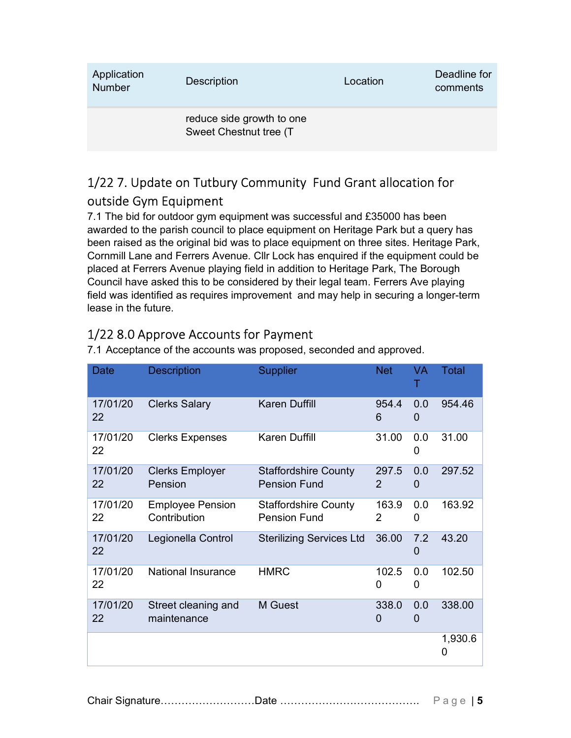| Application Number | Description | Location | Deadline for comments |
| --- | --- | --- | --- |
| | reduce side growth to one Sweet Chestnut tree (T | | |

## 1/22 7. Update on Tutbury Community Fund Grant allocation for outside Gym Equipment

7.1 The bid for outdoor gym equipment was successful and £35000 has been awarded to the parish council to place equipment on Heritage Park but a query has been raised as the original bid was to place equipment on three sites. Heritage Park, Cornmill Lane and Ferrers Avenue. Cllr Lock has enquired if the equipment could be placed at Ferrers Avenue playing field in addition to Heritage Park, The Borough Council have asked this to be considered by their legal team. Ferrers Ave playing field was identified as requires improvement and may help in securing a longer-term lease in the future.

## 1/22 8.0 Approve Accounts for Payment

7.1 Acceptance of the accounts was proposed, seconded and approved.

| Date | Description | Supplier | Net | VAT | Total |
| --- | --- | --- | --- | --- | --- |
| 17/01/2022 | Clerks Salary | Karen Duffill | 954.46 | 0.00 | 954.46 |
| 17/01/2022 | Clerks Expenses | Karen Duffill | 31.00 | 0.00 | 31.00 |
| 17/01/2022 | Clerks Employer Pension | Staffordshire County Pension Fund | 297.52 | 0.00 | 297.52 |
| 17/01/2022 | Employee Pension Contribution | Staffordshire County Pension Fund | 163.92 | 0.00 | 163.92 |
| 17/01/2022 | Legionella Control | Sterilizing Services Ltd | 36.00 | 7.20 | 43.20 |
| 17/01/2022 | National Insurance | HMRC | 102.50 | 0.00 | 102.50 |
| 17/01/2022 | Street cleaning and maintenance | M Guest | 338.00 | 0.00 | 338.00 |
| | | | | | 1,930.60 |

Chair Signature………………………Date ………………………………….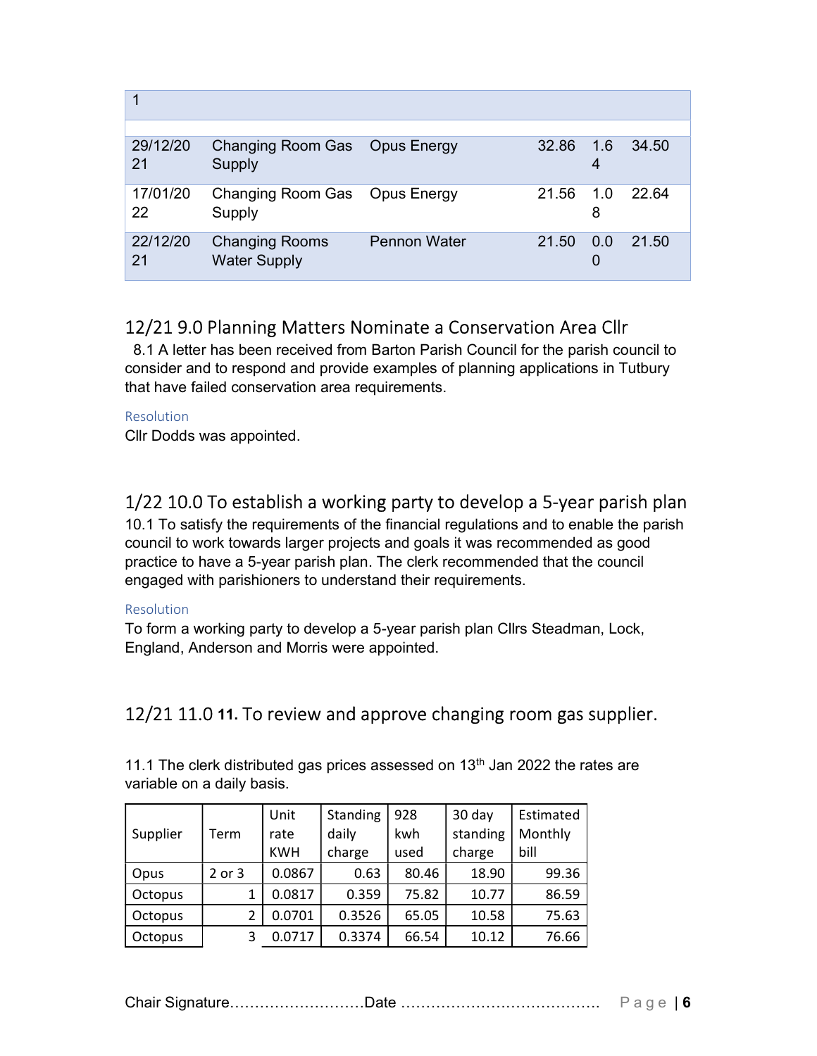| 1 | | | | | |
|---|---|---|---|---|---|
| | | | | | |
| 29/12/2021 | Changing Room Gas Supply | Opus Energy | 32.86 | 1.64 | 34.50 |
| 17/01/2022 | Changing Room Gas Supply | Opus Energy | 21.56 | 1.08 | 22.64 |
| 22/12/2021 | Changing Rooms Water Supply | Pennon Water | 21.50 | 0.00 | 21.50 |

## 12/21 9.0 Planning Matters Nominate a Conservation Area Cllr

8.1 A letter has been received from Barton Parish Council for the parish council to consider and to respond and provide examples of planning applications in Tutbury that have failed conservation area requirements.

Resolution

Cllr Dodds was appointed.

## 1/22 10.0 To establish a working party to develop a 5-year parish plan

10.1 To satisfy the requirements of the financial regulations and to enable the parish council to work towards larger projects and goals it was recommended as good practice to have a 5-year parish plan. The clerk recommended that the council engaged with parishioners to understand their requirements.

Resolution

To form a working party to develop a 5-year parish plan Cllrs Steadman, Lock, England, Anderson and Morris were appointed.

## 12/21 11.0 **11.** To review and approve changing room gas supplier.

11.1 The clerk distributed gas prices assessed on 13th Jan 2022 the rates are variable on a daily basis.

| Supplier | Term | Unit rate KWH | Standing daily charge | 928 kwh used | 30 day standing charge | Estimated Monthly bill |
|---|---|---|---|---|---|---|
| Opus | 2 or 3 | 0.0867 | 0.63 | 80.46 | 18.90 | 99.36 |
| Octopus | 1 | 0.0817 | 0.359 | 75.82 | 10.77 | 86.59 |
| Octopus | 2 | 0.0701 | 0.3526 | 65.05 | 10.58 | 75.63 |
| Octopus | 3 | 0.0717 | 0.3374 | 66.54 | 10.12 | 76.66 |

Chair Signature………………………Date ………………………………….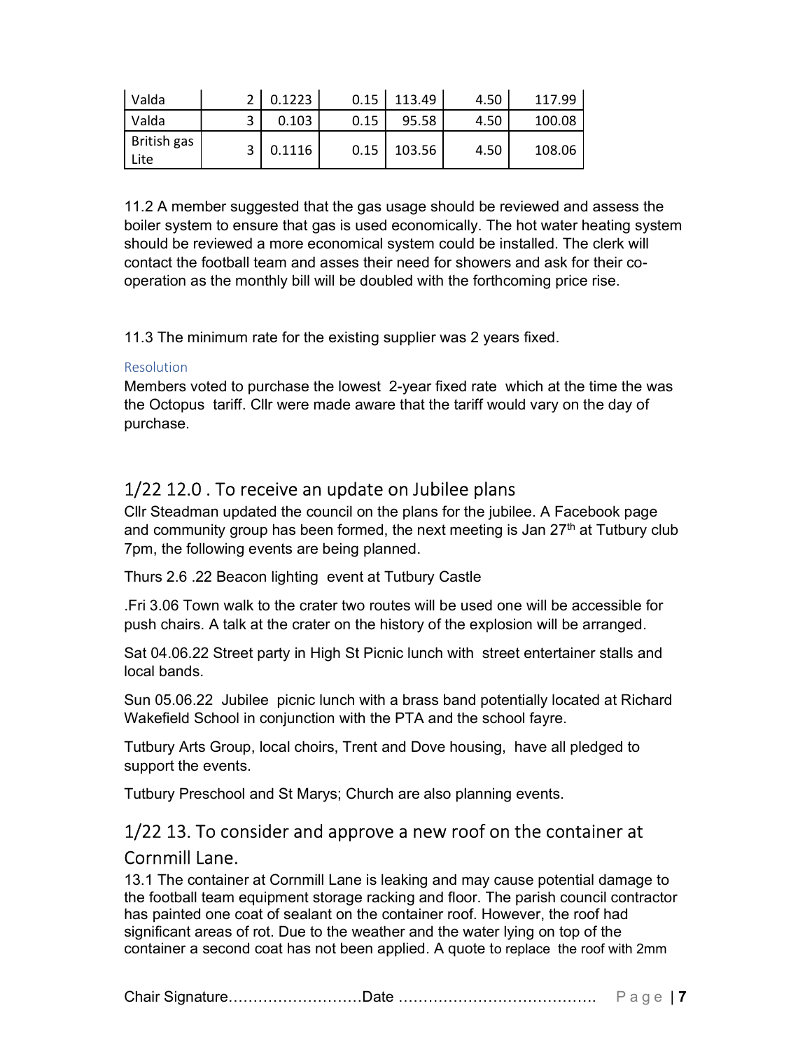| Valda | 2 | 0.1223 | 0.15 | 113.49 | 4.50 | 117.99 |
|---|---|---|---|---|---|---|
| Valda | 3 | 0.103 | 0.15 | 95.58 | 4.50 | 100.08 |
| British gas Lite | 3 | 0.1116 | 0.15 | 103.56 | 4.50 | 108.06 |

11.2 A member suggested that the gas usage should be reviewed and assess the boiler system to ensure that gas is used economically. The hot water heating system should be reviewed a more economical system could be installed. The clerk will contact the football team and asses their need for showers and ask for their co-operation as the monthly bill will be doubled with the forthcoming price rise.

11.3 The minimum rate for the existing supplier was 2 years fixed.

Resolution

Members voted to purchase the lowest 2-year fixed rate which at the time the was the Octopus tariff. Cllr were made aware that the tariff would vary on the day of purchase.

## 1/22 12.0 . To receive an update on Jubilee plans

Cllr Steadman updated the council on the plans for the jubilee. A Facebook page and community group has been formed, the next meeting is Jan 27th at Tutbury club 7pm, the following events are being planned.

Thurs 2.6 .22 Beacon lighting event at Tutbury Castle

.Fri 3.06 Town walk to the crater two routes will be used one will be accessible for push chairs. A talk at the crater on the history of the explosion will be arranged.

Sat 04.06.22 Street party in High St Picnic lunch with street entertainer stalls and local bands.

Sun 05.06.22 Jubilee picnic lunch with a brass band potentially located at Richard Wakefield School in conjunction with the PTA and the school fayre.

Tutbury Arts Group, local choirs, Trent and Dove housing, have all pledged to support the events.

Tutbury Preschool and St Marys; Church are also planning events.

## 1/22 13. To consider and approve a new roof on the container at Cornmill Lane.

13.1 The container at Cornmill Lane is leaking and may cause potential damage to the football team equipment storage racking and floor. The parish council contractor has painted one coat of sealant on the container roof. However, the roof had significant areas of rot. Due to the weather and the water lying on top of the container a second coat has not been applied. A quote to replace the roof with 2mm

Chair Signature………………………Date ………………………………….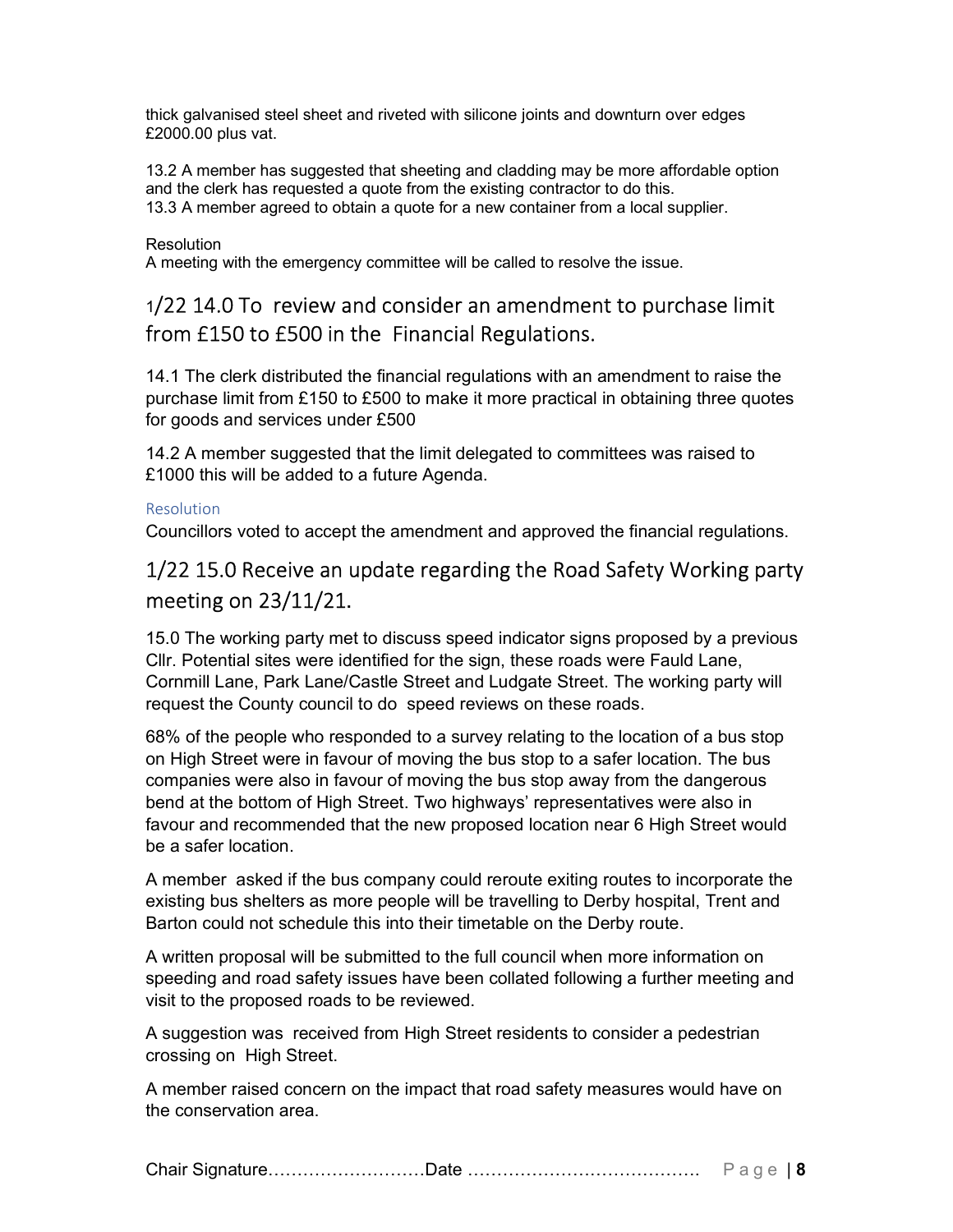thick galvanised steel sheet and riveted with silicone joints and downturn over edges £2000.00 plus vat.

13.2 A member has suggested that sheeting and cladding may be more affordable option and the clerk has requested a quote from the existing contractor to do this.
13.3 A member agreed to obtain a quote for a new container from a local supplier.

Resolution
A meeting with the emergency committee will be called to resolve the issue.

## 1/22 14.0 To review and consider an amendment to purchase limit from £150 to £500 in the Financial Regulations.

14.1 The clerk distributed the financial regulations with an amendment to raise the purchase limit from £150 to £500 to make it more practical in obtaining three quotes for goods and services under £500

14.2 A member suggested that the limit delegated to committees was raised to £1000 this will be added to a future Agenda.

Resolution
Councillors voted to accept the amendment and approved the financial regulations.

## 1/22 15.0 Receive an update regarding the Road Safety Working party meeting on 23/11/21.

15.0 The working party met to discuss speed indicator signs proposed by a previous Cllr. Potential sites were identified for the sign, these roads were Fauld Lane, Cornmill Lane, Park Lane/Castle Street and Ludgate Street. The working party will request the County council to do speed reviews on these roads.

68% of the people who responded to a survey relating to the location of a bus stop on High Street were in favour of moving the bus stop to a safer location. The bus companies were also in favour of moving the bus stop away from the dangerous bend at the bottom of High Street. Two highways' representatives were also in favour and recommended that the new proposed location near 6 High Street would be a safer location.

A member asked if the bus company could reroute exiting routes to incorporate the existing bus shelters as more people will be travelling to Derby hospital, Trent and Barton could not schedule this into their timetable on the Derby route.

A written proposal will be submitted to the full council when more information on speeding and road safety issues have been collated following a further meeting and visit to the proposed roads to be reviewed.

A suggestion was received from High Street residents to consider a pedestrian crossing on High Street.

A member raised concern on the impact that road safety measures would have on the conservation area.

Chair Signature………………………Date ………………………………….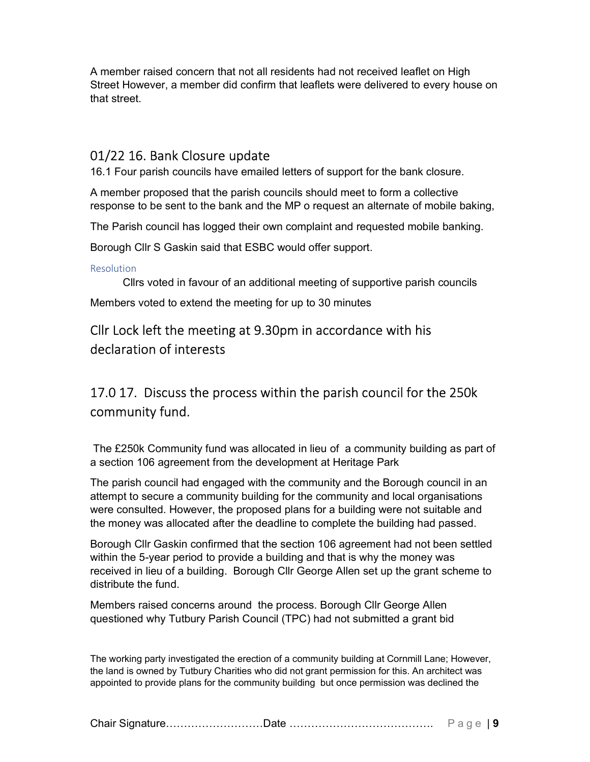A member raised concern that not all residents had not received leaflet on High Street However, a member did confirm that leaflets were delivered to every house on that street.

## 01/22 16. Bank Closure update

16.1 Four parish councils have emailed letters of support for the bank closure.

A member proposed that the parish councils should meet to form a collective response to be sent to the bank and the MP o request an alternate of mobile baking,

The Parish council has logged their own complaint and requested mobile banking.

Borough Cllr S Gaskin said that ESBC would offer support.

#### Resolution

Cllrs voted in favour of an additional meeting of supportive parish councils

Members voted to extend the meeting for up to 30 minutes

## Cllr Lock left the meeting at 9.30pm in accordance with his declaration of interests

## 17.0 17. Discuss the process within the parish council for the 250k community fund.

The £250k Community fund was allocated in lieu of a community building as part of a section 106 agreement from the development at Heritage Park

The parish council had engaged with the community and the Borough council in an attempt to secure a community building for the community and local organisations were consulted. However, the proposed plans for a building were not suitable and the money was allocated after the deadline to complete the building had passed.

Borough Cllr Gaskin confirmed that the section 106 agreement had not been settled within the 5-year period to provide a building and that is why the money was received in lieu of a building. Borough Cllr George Allen set up the grant scheme to distribute the fund.

Members raised concerns around the process. Borough Cllr George Allen questioned why Tutbury Parish Council (TPC) had not submitted a grant bid

The working party investigated the erection of a community building at Cornmill Lane; However, the land is owned by Tutbury Charities who did not grant permission for this. An architect was appointed to provide plans for the community building but once permission was declined the

Chair Signature………………………Date ………………………………….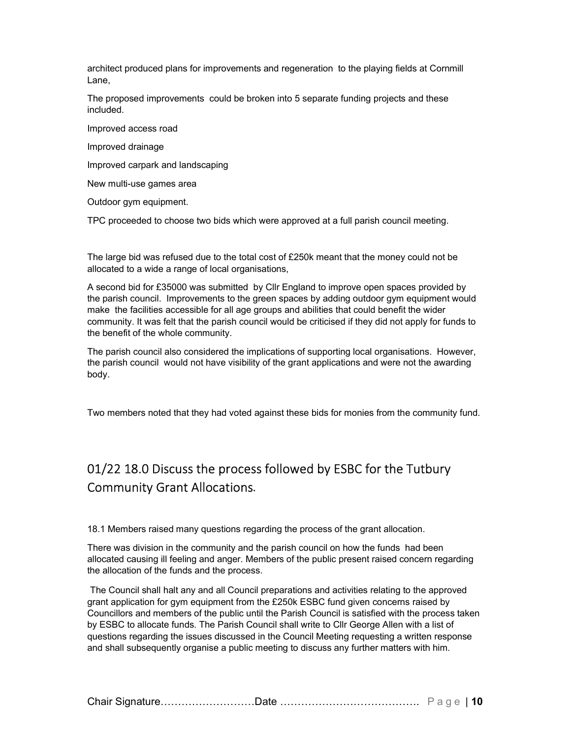architect produced plans for improvements and regeneration to the playing fields at Cornmill Lane,

The proposed improvements could be broken into 5 separate funding projects and these included.

Improved access road

Improved drainage

Improved carpark and landscaping

New multi-use games area

Outdoor gym equipment.

TPC proceeded to choose two bids which were approved at a full parish council meeting.

The large bid was refused due to the total cost of £250k meant that the money could not be allocated to a wide a range of local organisations,

A second bid for £35000 was submitted by Cllr England to improve open spaces provided by the parish council. Improvements to the green spaces by adding outdoor gym equipment would make the facilities accessible for all age groups and abilities that could benefit the wider community. It was felt that the parish council would be criticised if they did not apply for funds to the benefit of the whole community.

The parish council also considered the implications of supporting local organisations. However, the parish council would not have visibility of the grant applications and were not the awarding body.

Two members noted that they had voted against these bids for monies from the community fund.

## 01/22 18.0 Discuss the process followed by ESBC for the Tutbury Community Grant Allocations.

18.1 Members raised many questions regarding the process of the grant allocation.

There was division in the community and the parish council on how the funds had been allocated causing ill feeling and anger. Members of the public present raised concern regarding the allocation of the funds and the process.

The Council shall halt any and all Council preparations and activities relating to the approved grant application for gym equipment from the £250k ESBC fund given concerns raised by Councillors and members of the public until the Parish Council is satisfied with the process taken by ESBC to allocate funds. The Parish Council shall write to Cllr George Allen with a list of questions regarding the issues discussed in the Council Meeting requesting a written response and shall subsequently organise a public meeting to discuss any further matters with him.

Chair Signature………………………Date ………………………………….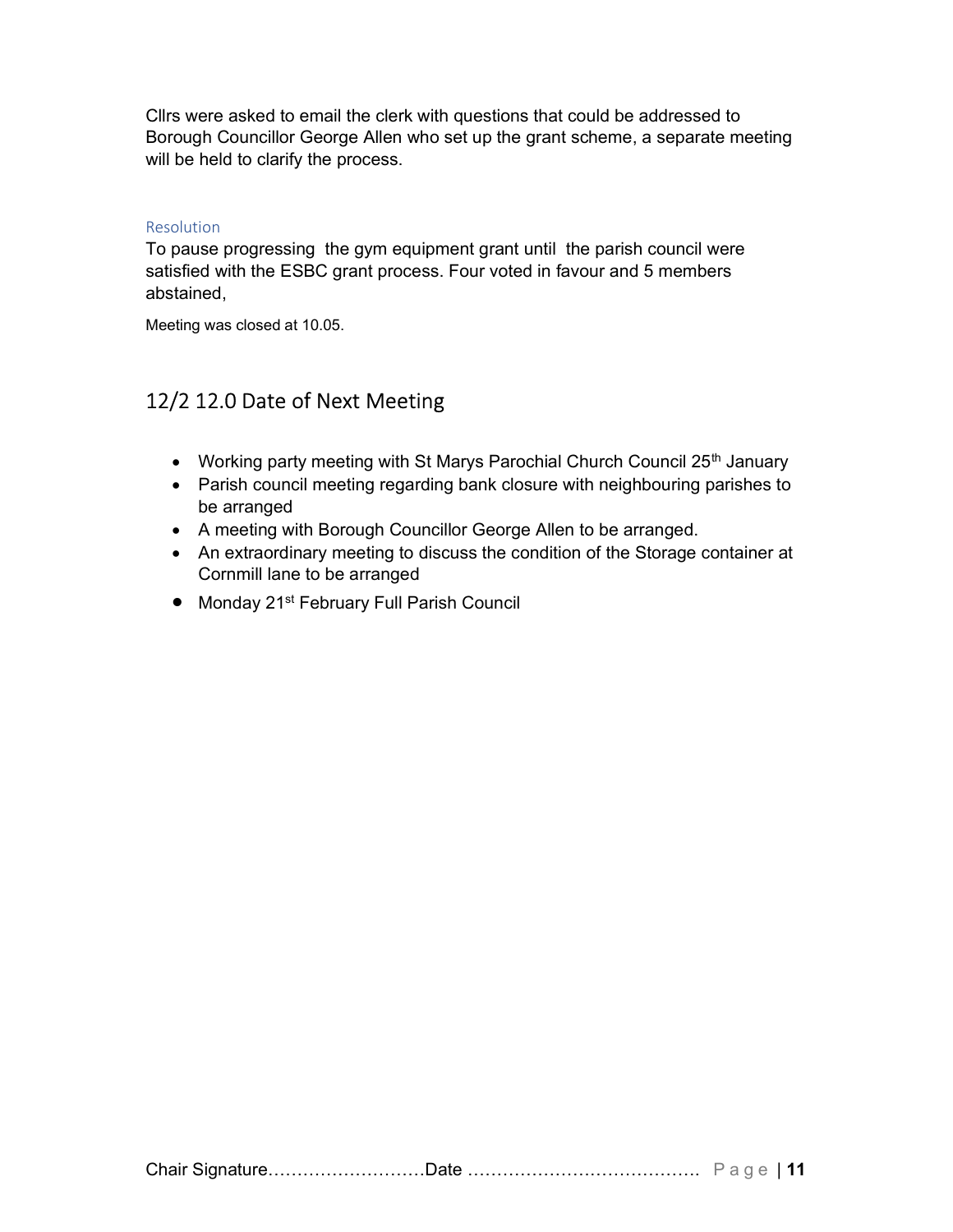Cllrs were asked to email the clerk with questions that could be addressed to Borough Councillor George Allen who set up the grant scheme, a separate meeting will be held to clarify the process.

### Resolution

To pause progressing the gym equipment grant until the parish council were satisfied with the ESBC grant process. Four voted in favour and 5 members abstained,

Meeting was closed at 10.05.

## 12/2 12.0 Date of Next Meeting

- Working party meeting with St Marys Parochial Church Council 25th January
- Parish council meeting regarding bank closure with neighbouring parishes to be arranged
- A meeting with Borough Councillor George Allen to be arranged.
- An extraordinary meeting to discuss the condition of the Storage container at Cornmill lane to be arranged
- Monday 21st February Full Parish Council

Chair Signature………………………Date ………………………………….